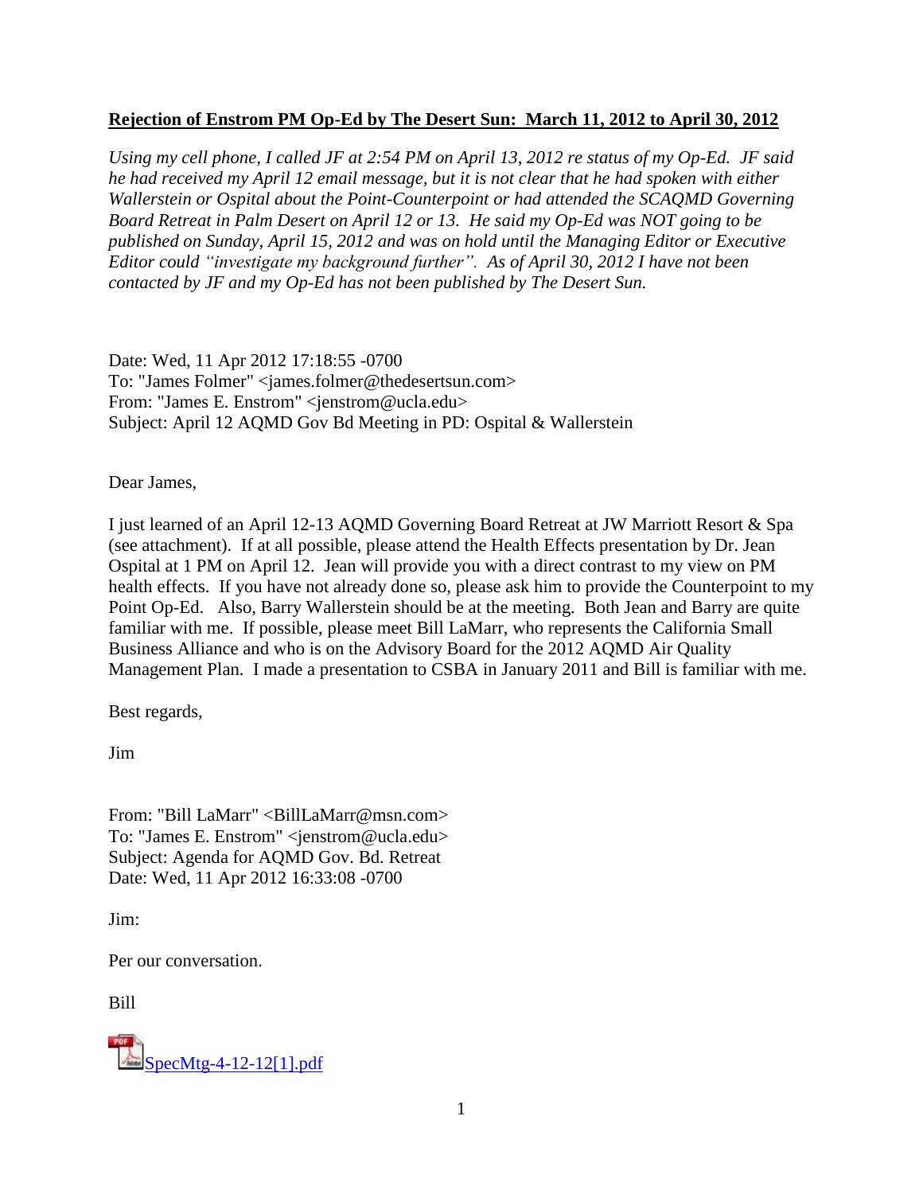**Rejection of Enstrom PM Op-Ed by The Desert Sun: March 11, 2012 to April 30, 2012**

*Using my cell phone, I called JF at 2:54 PM on April 13, 2012 re status of my Op-Ed. JF said he had received my April 12 email message, but it is not clear that he had spoken with either Wallerstein or Ospital about the Point-Counterpoint or had attended the SCAQMD Governing Board Retreat in Palm Desert on April 12 or 13. He said my Op-Ed was NOT going to be published on Sunday, April 15, 2012 and was on hold until the Managing Editor or Executive Editor could "investigate my background further". As of April 30, 2012 I have not been contacted by JF and my Op-Ed has not been published by The Desert Sun.*

Date: Wed, 11 Apr 2012 17:18:55 -0700
To: "James Folmer" <james.folmer@thedesertsun.com>
From: "James E. Enstrom" <jenstrom@ucla.edu>
Subject: April 12 AQMD Gov Bd Meeting in PD: Ospital & Wallerstein

Dear James,

I just learned of an April 12-13 AQMD Governing Board Retreat at JW Marriott Resort & Spa (see attachment). If at all possible, please attend the Health Effects presentation by Dr. Jean Ospital at 1 PM on April 12. Jean will provide you with a direct contrast to my view on PM health effects. If you have not already done so, please ask him to provide the Counterpoint to my Point Op-Ed. Also, Barry Wallerstein should be at the meeting. Both Jean and Barry are quite familiar with me. If possible, please meet Bill LaMarr, who represents the California Small Business Alliance and who is on the Advisory Board for the 2012 AQMD Air Quality Management Plan. I made a presentation to CSBA in January 2011 and Bill is familiar with me.

Best regards,

Jim

From: "Bill LaMarr" <BillLaMarr@msn.com>
To: "James E. Enstrom" <jenstrom@ucla.edu>
Subject: Agenda for AQMD Gov. Bd. Retreat
Date: Wed, 11 Apr 2012 16:33:08 -0700

Jim:

Per our conversation.

Bill

SpecMtg-4-12-12[1].pdf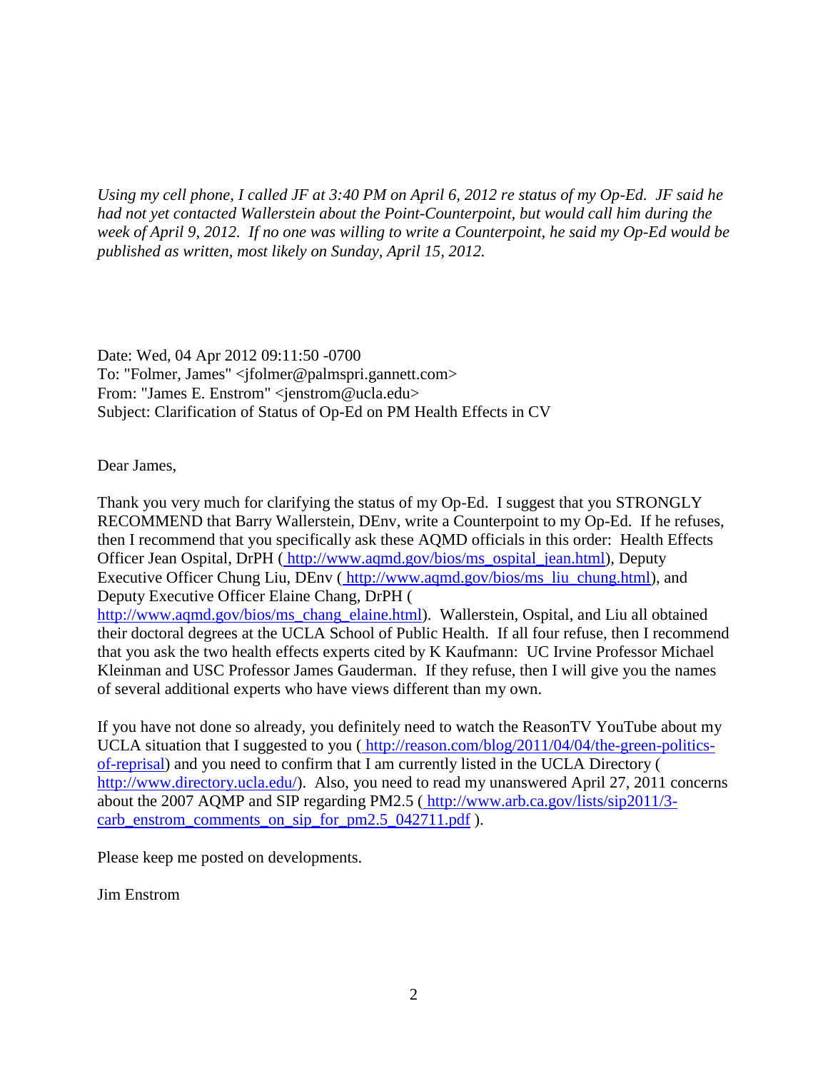*Using my cell phone, I called JF at 3:40 PM on April 6, 2012 re status of my Op-Ed. JF said he had not yet contacted Wallerstein about the Point-Counterpoint, but would call him during the week of April 9, 2012. If no one was willing to write a Counterpoint, he said my Op-Ed would be published as written, most likely on Sunday, April 15, 2012.*

Date: Wed, 04 Apr 2012 09:11:50 -0700
To: "Folmer, James" <jfolmer@palmspri.gannett.com>
From: "James E. Enstrom" <jenstrom@ucla.edu>
Subject: Clarification of Status of Op-Ed on PM Health Effects in CV

Dear James,

Thank you very much for clarifying the status of my Op-Ed. I suggest that you STRONGLY RECOMMEND that Barry Wallerstein, DEnv, write a Counterpoint to my Op-Ed. If he refuses, then I recommend that you specifically ask these AQMD officials in this order: Health Effects Officer Jean Ospital, DrPH ( http://www.aqmd.gov/bios/ms_ospital_jean.html), Deputy Executive Officer Chung Liu, DEnv ( http://www.aqmd.gov/bios/ms_liu_chung.html), and Deputy Executive Officer Elaine Chang, DrPH ( http://www.aqmd.gov/bios/ms_chang_elaine.html). Wallerstein, Ospital, and Liu all obtained their doctoral degrees at the UCLA School of Public Health. If all four refuse, then I recommend that you ask the two health effects experts cited by K Kaufmann: UC Irvine Professor Michael Kleinman and USC Professor James Gauderman. If they refuse, then I will give you the names of several additional experts who have views different than my own.

If you have not done so already, you definitely need to watch the ReasonTV YouTube about my UCLA situation that I suggested to you ( http://reason.com/blog/2011/04/04/the-green-politics-of-reprisal) and you need to confirm that I am currently listed in the UCLA Directory ( http://www.directory.ucla.edu/). Also, you need to read my unanswered April 27, 2011 concerns about the 2007 AQMP and SIP regarding PM2.5 ( http://www.arb.ca.gov/lists/sip2011/3-carb_enstrom_comments_on_sip_for_pm2.5_042711.pdf ).

Please keep me posted on developments.

Jim Enstrom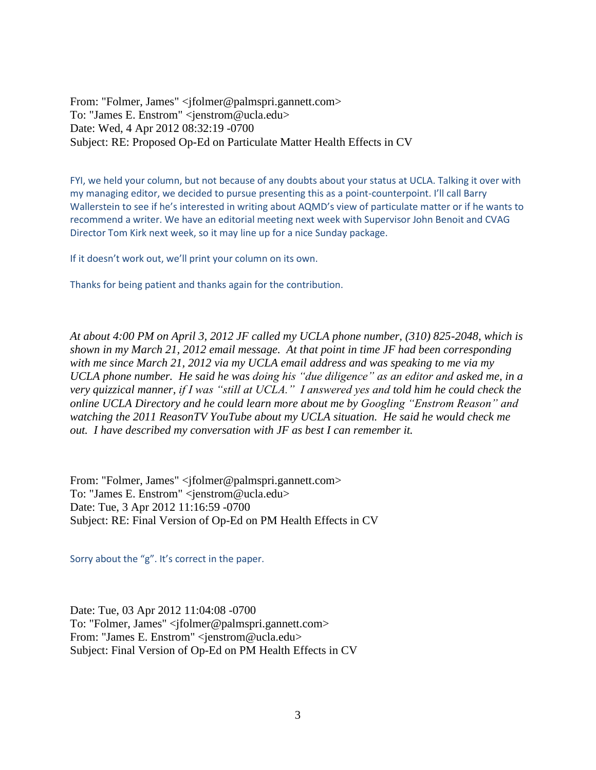From: "Folmer, James" <jfolmer@palmspri.gannett.com>
To: "James E. Enstrom" <jenstrom@ucla.edu>
Date: Wed, 4 Apr 2012 08:32:19 -0700
Subject: RE: Proposed Op-Ed on Particulate Matter Health Effects in CV

FYI, we held your column, but not because of any doubts about your status at UCLA. Talking it over with my managing editor, we decided to pursue presenting this as a point-counterpoint. I'll call Barry Wallerstein to see if he's interested in writing about AQMD's view of particulate matter or if he wants to recommend a writer. We have an editorial meeting next week with Supervisor John Benoit and CVAG Director Tom Kirk next week, so it may line up for a nice Sunday package.

If it doesn't work out, we'll print your column on its own.

Thanks for being patient and thanks again for the contribution.

*At about 4:00 PM on April 3, 2012 JF called my UCLA phone number, (310) 825-2048, which is shown in my March 21, 2012 email message. At that point in time JF had been corresponding with me since March 21, 2012 via my UCLA email address and was speaking to me via my UCLA phone number. He said he was doing his "due diligence" as an editor and asked me, in a very quizzical manner, if I was "still at UCLA." I answered yes and told him he could check the online UCLA Directory and he could learn more about me by Googling "Enstrom Reason" and watching the 2011 ReasonTV YouTube about my UCLA situation. He said he would check me out. I have described my conversation with JF as best I can remember it.*

From: "Folmer, James" <jfolmer@palmspri.gannett.com>
To: "James E. Enstrom" <jenstrom@ucla.edu>
Date: Tue, 3 Apr 2012 11:16:59 -0700
Subject: RE: Final Version of Op-Ed on PM Health Effects in CV

Sorry about the "g". It's correct in the paper.

Date: Tue, 03 Apr 2012 11:04:08 -0700
To: "Folmer, James" <jfolmer@palmspri.gannett.com>
From: "James E. Enstrom" <jenstrom@ucla.edu>
Subject: Final Version of Op-Ed on PM Health Effects in CV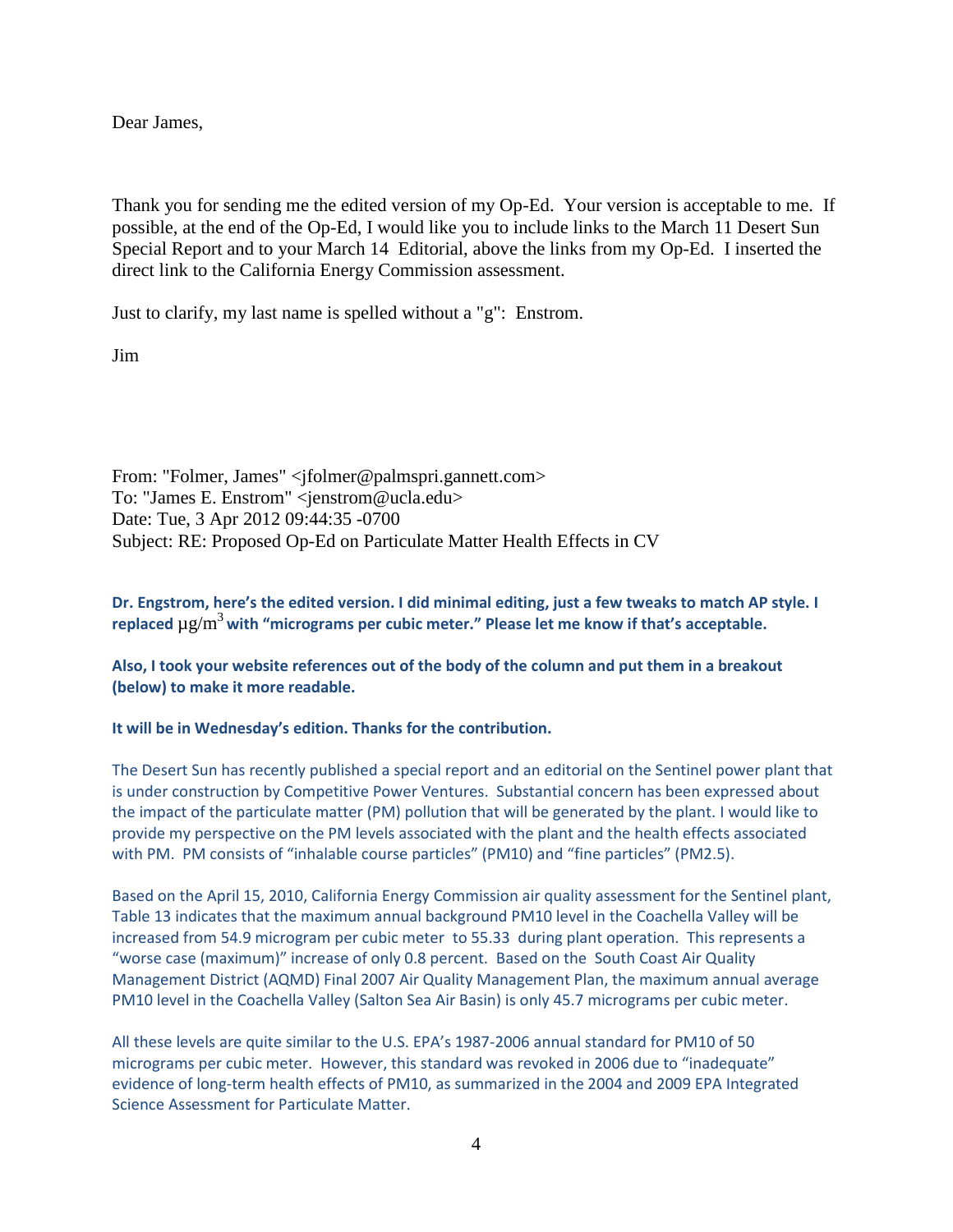Dear James,

Thank you for sending me the edited version of my Op-Ed. Your version is acceptable to me. If possible, at the end of the Op-Ed, I would like you to include links to the March 11 Desert Sun Special Report and to your March 14 Editorial, above the links from my Op-Ed. I inserted the direct link to the California Energy Commission assessment.

Just to clarify, my last name is spelled without a "g": Enstrom.

Jim

From: "Folmer, James" <jfolmer@palmspri.gannett.com>
To: "James E. Enstrom" <jenstrom@ucla.edu>
Date: Tue, 3 Apr 2012 09:44:35 -0700
Subject: RE: Proposed Op-Ed on Particulate Matter Health Effects in CV

**Dr. Engstrom, here's the edited version. I did minimal editing, just a few tweaks to match AP style. I replaced μg/m$^3$ with "micrograms per cubic meter." Please let me know if that's acceptable.**

**Also, I took your website references out of the body of the column and put them in a breakout (below) to make it more readable.**

**It will be in Wednesday's edition. Thanks for the contribution.**

The Desert Sun has recently published a special report and an editorial on the Sentinel power plant that is under construction by Competitive Power Ventures. Substantial concern has been expressed about the impact of the particulate matter (PM) pollution that will be generated by the plant. I would like to provide my perspective on the PM levels associated with the plant and the health effects associated with PM. PM consists of "inhalable course particles" (PM10) and "fine particles" (PM2.5).

Based on the April 15, 2010, California Energy Commission air quality assessment for the Sentinel plant, Table 13 indicates that the maximum annual background PM10 level in the Coachella Valley will be increased from 54.9 microgram per cubic meter to 55.33 during plant operation. This represents a "worse case (maximum)" increase of only 0.8 percent. Based on the South Coast Air Quality Management District (AQMD) Final 2007 Air Quality Management Plan, the maximum annual average PM10 level in the Coachella Valley (Salton Sea Air Basin) is only 45.7 micrograms per cubic meter.

All these levels are quite similar to the U.S. EPA's 1987-2006 annual standard for PM10 of 50 micrograms per cubic meter. However, this standard was revoked in 2006 due to "inadequate" evidence of long-term health effects of PM10, as summarized in the 2004 and 2009 EPA Integrated Science Assessment for Particulate Matter.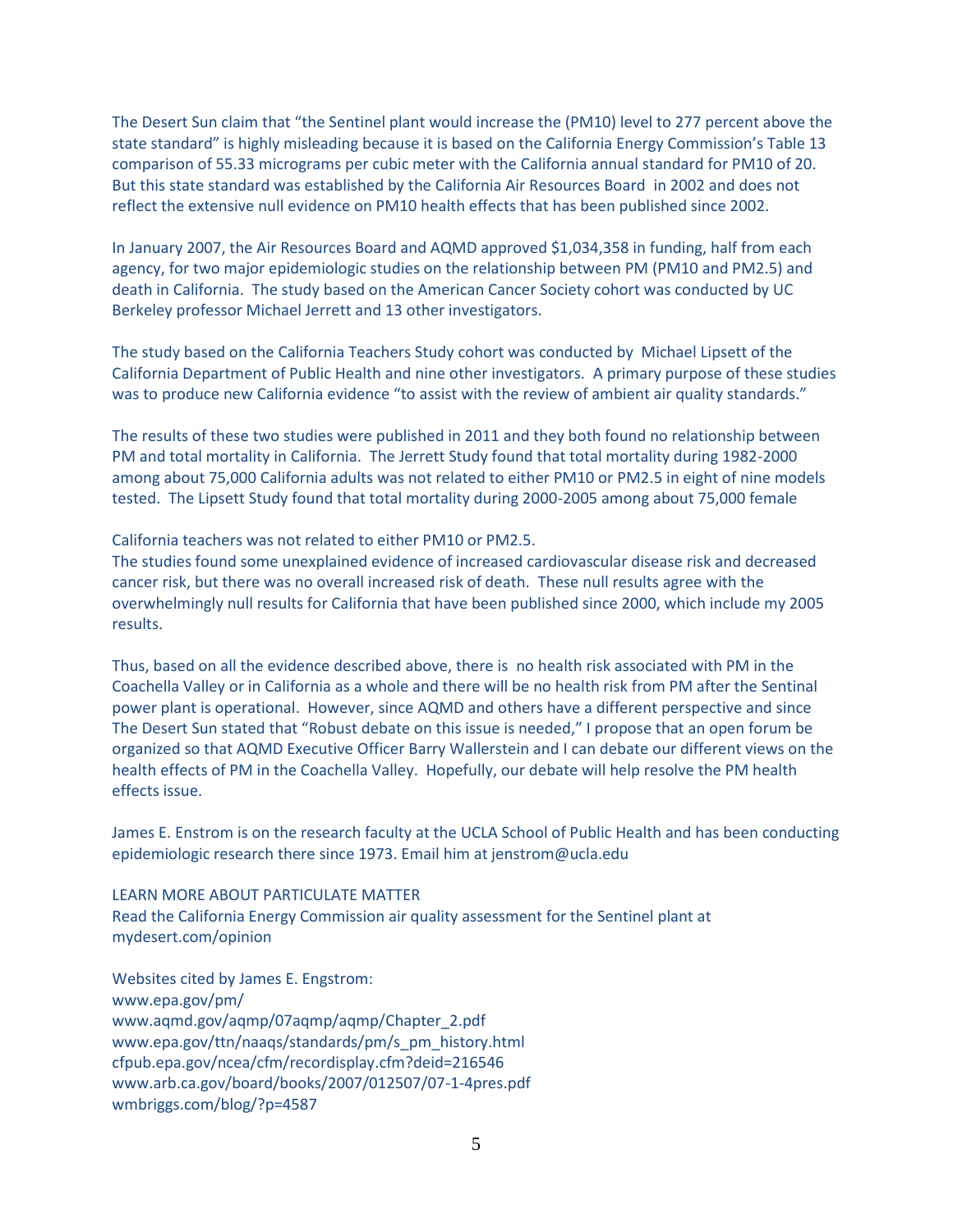The Desert Sun claim that "the Sentinel plant would increase the (PM10) level to 277 percent above the state standard" is highly misleading because it is based on the California Energy Commission's Table 13 comparison of 55.33 micrograms per cubic meter with the California annual standard for PM10 of 20. But this state standard was established by the California Air Resources Board in 2002 and does not reflect the extensive null evidence on PM10 health effects that has been published since 2002.

In January 2007, the Air Resources Board and AQMD approved $1,034,358 in funding, half from each agency, for two major epidemiologic studies on the relationship between PM (PM10 and PM2.5) and death in California. The study based on the American Cancer Society cohort was conducted by UC Berkeley professor Michael Jerrett and 13 other investigators.

The study based on the California Teachers Study cohort was conducted by Michael Lipsett of the California Department of Public Health and nine other investigators. A primary purpose of these studies was to produce new California evidence "to assist with the review of ambient air quality standards."

The results of these two studies were published in 2011 and they both found no relationship between PM and total mortality in California. The Jerrett Study found that total mortality during 1982-2000 among about 75,000 California adults was not related to either PM10 or PM2.5 in eight of nine models tested. The Lipsett Study found that total mortality during 2000-2005 among about 75,000 female California teachers was not related to either PM10 or PM2.5.

The studies found some unexplained evidence of increased cardiovascular disease risk and decreased cancer risk, but there was no overall increased risk of death. These null results agree with the overwhelmingly null results for California that have been published since 2000, which include my 2005 results.

Thus, based on all the evidence described above, there is no health risk associated with PM in the Coachella Valley or in California as a whole and there will be no health risk from PM after the Sentinal power plant is operational. However, since AQMD and others have a different perspective and since The Desert Sun stated that "Robust debate on this issue is needed," I propose that an open forum be organized so that AQMD Executive Officer Barry Wallerstein and I can debate our different views on the health effects of PM in the Coachella Valley. Hopefully, our debate will help resolve the PM health effects issue.

James E. Enstrom is on the research faculty at the UCLA School of Public Health and has been conducting epidemiologic research there since 1973. Email him at jenstrom@ucla.edu

LEARN MORE ABOUT PARTICULATE MATTER
Read the California Energy Commission air quality assessment for the Sentinel plant at mydesert.com/opinion

Websites cited by James E. Engstrom:
www.epa.gov/pm/
www.aqmd.gov/aqmp/07aqmp/aqmp/Chapter_2.pdf
www.epa.gov/ttn/naaqs/standards/pm/s_pm_history.html
cfpub.epa.gov/ncea/cfm/recordisplay.cfm?deid=216546
www.arb.ca.gov/board/books/2007/012507/07-1-4pres.pdf
wmbriggs.com/blog/?p=4587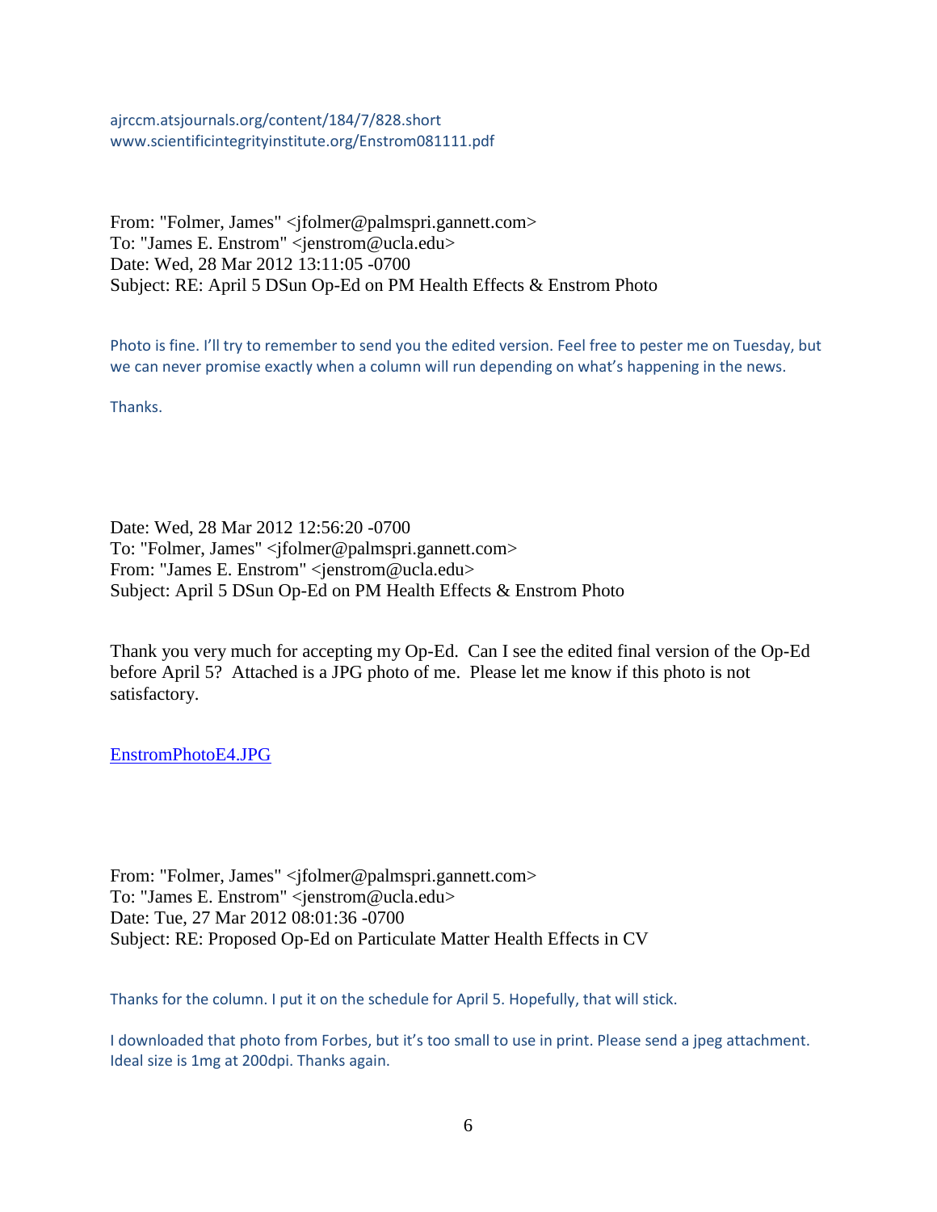ajrccm.atsjournals.org/content/184/7/828.short
www.scientificintegrityinstitute.org/Enstrom081111.pdf

From: "Folmer, James" <jfolmer@palmspri.gannett.com>
To: "James E. Enstrom" <jenstrom@ucla.edu>
Date: Wed, 28 Mar 2012 13:11:05 -0700
Subject: RE: April 5 DSun Op-Ed on PM Health Effects & Enstrom Photo

Photo is fine. I'll try to remember to send you the edited version. Feel free to pester me on Tuesday, but we can never promise exactly when a column will run depending on what's happening in the news.

Thanks.

Date: Wed, 28 Mar 2012 12:56:20 -0700
To: "Folmer, James" <jfolmer@palmspri.gannett.com>
From: "James E. Enstrom" <jenstrom@ucla.edu>
Subject: April 5 DSun Op-Ed on PM Health Effects & Enstrom Photo

Thank you very much for accepting my Op-Ed. Can I see the edited final version of the Op-Ed before April 5? Attached is a JPG photo of me. Please let me know if this photo is not satisfactory.

EnstromPhotoE4.JPG

From: "Folmer, James" <jfolmer@palmspri.gannett.com>
To: "James E. Enstrom" <jenstrom@ucla.edu>
Date: Tue, 27 Mar 2012 08:01:36 -0700
Subject: RE: Proposed Op-Ed on Particulate Matter Health Effects in CV

Thanks for the column. I put it on the schedule for April 5. Hopefully, that will stick.

I downloaded that photo from Forbes, but it's too small to use in print. Please send a jpeg attachment. Ideal size is 1mg at 200dpi. Thanks again.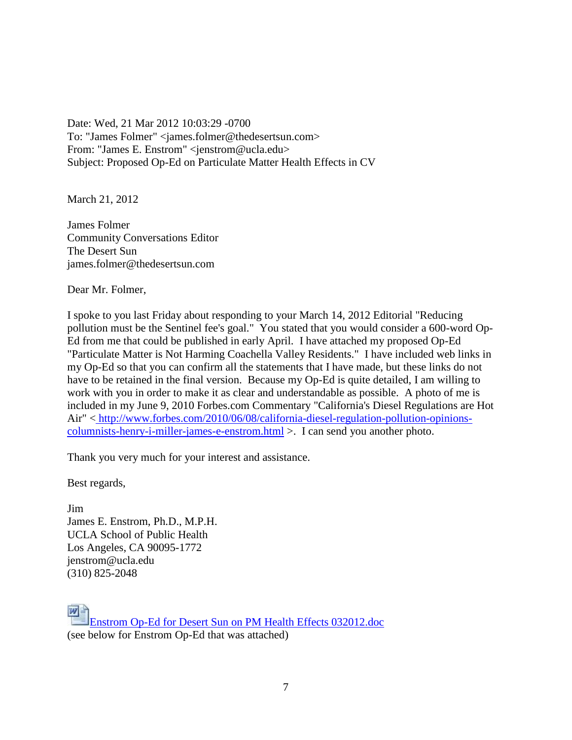Date: Wed, 21 Mar 2012 10:03:29 -0700
To: "James Folmer" <james.folmer@thedesertsun.com>
From: "James E. Enstrom" <jenstrom@ucla.edu>
Subject: Proposed Op-Ed on Particulate Matter Health Effects in CV

March 21, 2012

James Folmer
Community Conversations Editor
The Desert Sun
james.folmer@thedesertsun.com

Dear Mr. Folmer,

I spoke to you last Friday about responding to your March 14, 2012 Editorial "Reducing pollution must be the Sentinel fee's goal." You stated that you would consider a 600-word Op-Ed from me that could be published in early April. I have attached my proposed Op-Ed "Particulate Matter is Not Harming Coachella Valley Residents." I have included web links in my Op-Ed so that you can confirm all the statements that I have made, but these links do not have to be retained in the final version. Because my Op-Ed is quite detailed, I am willing to work with you in order to make it as clear and understandable as possible. A photo of me is included in my June 9, 2010 Forbes.com Commentary "California's Diesel Regulations are Hot Air" < http://www.forbes.com/2010/06/08/california-diesel-regulation-pollution-opinions-columnists-henry-i-miller-james-e-enstrom.html >. I can send you another photo.

Thank you very much for your interest and assistance.

Best regards,

Jim
James E. Enstrom, Ph.D., M.P.H.
UCLA School of Public Health
Los Angeles, CA 90095-1772
jenstrom@ucla.edu
(310) 825-2048

Enstrom Op-Ed for Desert Sun on PM Health Effects 032012.doc
(see below for Enstrom Op-Ed that was attached)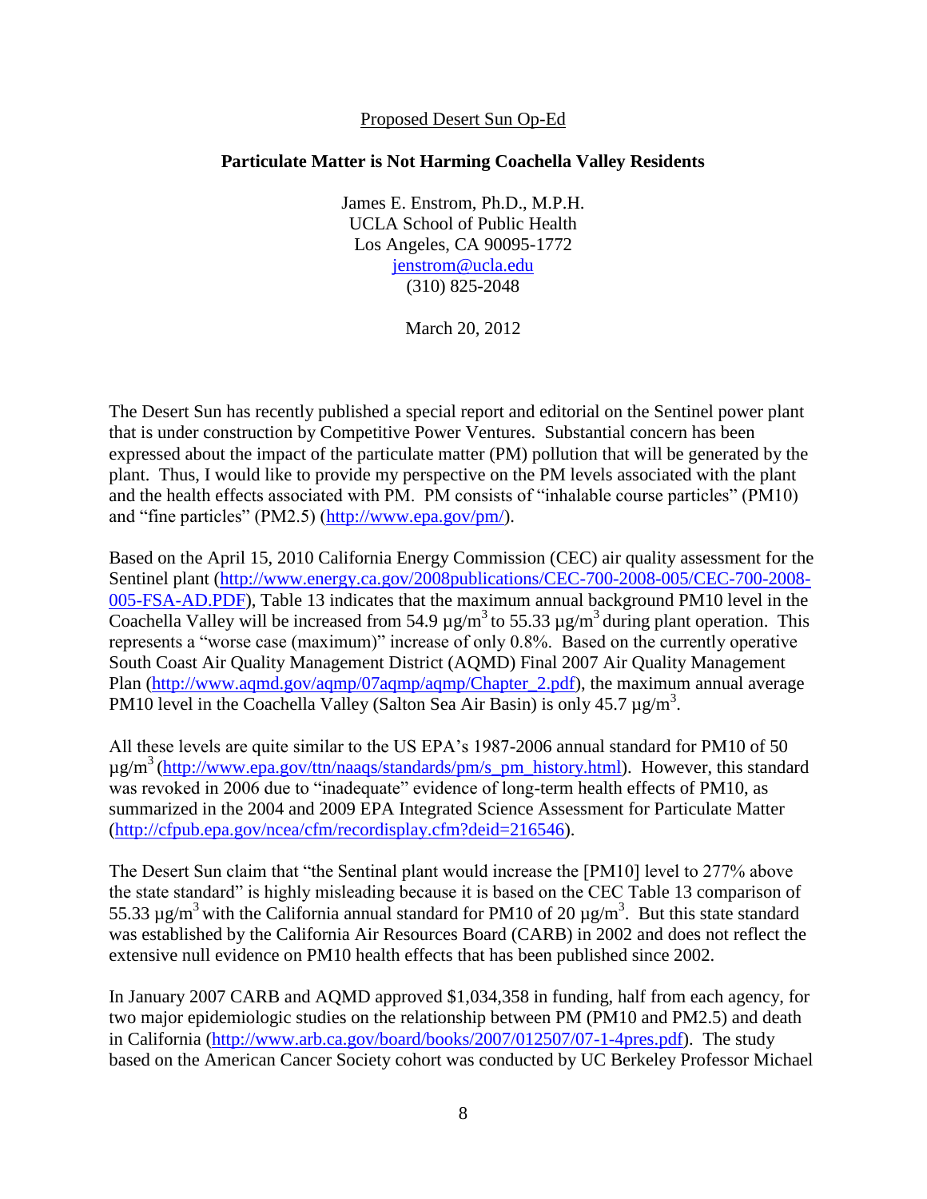Proposed Desert Sun Op-Ed

**Particulate Matter is Not Harming Coachella Valley Residents**

James E. Enstrom, Ph.D., M.P.H.
UCLA School of Public Health
Los Angeles, CA 90095-1772
jenstrom@ucla.edu
(310) 825-2048

March 20, 2012

The Desert Sun has recently published a special report and editorial on the Sentinel power plant that is under construction by Competitive Power Ventures. Substantial concern has been expressed about the impact of the particulate matter (PM) pollution that will be generated by the plant. Thus, I would like to provide my perspective on the PM levels associated with the plant and the health effects associated with PM. PM consists of "inhalable course particles" (PM10) and "fine particles" (PM2.5) (http://www.epa.gov/pm/).

Based on the April 15, 2010 California Energy Commission (CEC) air quality assessment for the Sentinel plant (http://www.energy.ca.gov/2008publications/CEC-700-2008-005/CEC-700-2008-005-FSA-AD.PDF), Table 13 indicates that the maximum annual background PM10 level in the Coachella Valley will be increased from 54.9 $\mu g/m^3$ to 55.33 $\mu g/m^3$ during plant operation. This represents a "worse case (maximum)" increase of only 0.8%. Based on the currently operative South Coast Air Quality Management District (AQMD) Final 2007 Air Quality Management Plan (http://www.aqmd.gov/aqmp/07aqmp/aqmp/Chapter_2.pdf), the maximum annual average PM10 level in the Coachella Valley (Salton Sea Air Basin) is only 45.7 $\mu g/m^3$.

All these levels are quite similar to the US EPA's 1987-2006 annual standard for PM10 of 50 $\mu g/m^3$ (http://www.epa.gov/ttn/naaqs/standards/pm/s_pm_history.html). However, this standard was revoked in 2006 due to "inadequate" evidence of long-term health effects of PM10, as summarized in the 2004 and 2009 EPA Integrated Science Assessment for Particulate Matter (http://cfpub.epa.gov/ncea/cfm/recordisplay.cfm?deid=216546).

The Desert Sun claim that "the Sentinal plant would increase the [PM10] level to 277% above the state standard" is highly misleading because it is based on the CEC Table 13 comparison of 55.33 $\mu g/m^3$ with the California annual standard for PM10 of 20 $\mu g/m^3$. But this state standard was established by the California Air Resources Board (CARB) in 2002 and does not reflect the extensive null evidence on PM10 health effects that has been published since 2002.

In January 2007 CARB and AQMD approved $1,034,358 in funding, half from each agency, for two major epidemiologic studies on the relationship between PM (PM10 and PM2.5) and death in California (http://www.arb.ca.gov/board/books/2007/012507/07-1-4pres.pdf). The study based on the American Cancer Society cohort was conducted by UC Berkeley Professor Michael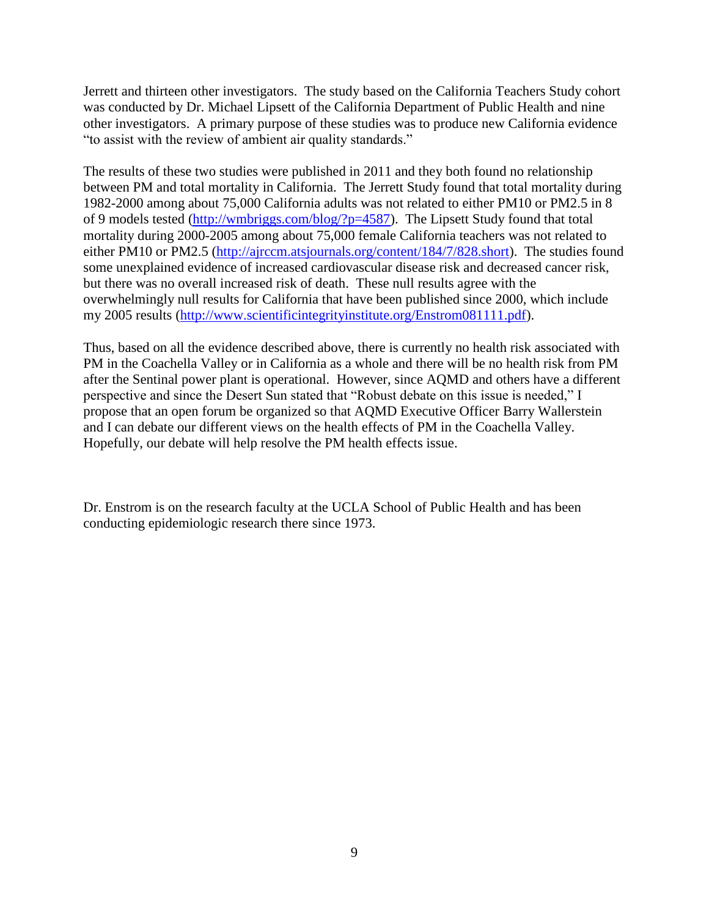Jerrett and thirteen other investigators. The study based on the California Teachers Study cohort was conducted by Dr. Michael Lipsett of the California Department of Public Health and nine other investigators. A primary purpose of these studies was to produce new California evidence "to assist with the review of ambient air quality standards."

The results of these two studies were published in 2011 and they both found no relationship between PM and total mortality in California. The Jerrett Study found that total mortality during 1982-2000 among about 75,000 California adults was not related to either PM10 or PM2.5 in 8 of 9 models tested (http://wmbriggs.com/blog/?p=4587). The Lipsett Study found that total mortality during 2000-2005 among about 75,000 female California teachers was not related to either PM10 or PM2.5 (http://ajrccm.atsjournals.org/content/184/7/828.short). The studies found some unexplained evidence of increased cardiovascular disease risk and decreased cancer risk, but there was no overall increased risk of death. These null results agree with the overwhelmingly null results for California that have been published since 2000, which include my 2005 results (http://www.scientificintegrityinstitute.org/Enstrom081111.pdf).

Thus, based on all the evidence described above, there is currently no health risk associated with PM in the Coachella Valley or in California as a whole and there will be no health risk from PM after the Sentinal power plant is operational. However, since AQMD and others have a different perspective and since the Desert Sun stated that "Robust debate on this issue is needed," I propose that an open forum be organized so that AQMD Executive Officer Barry Wallerstein and I can debate our different views on the health effects of PM in the Coachella Valley. Hopefully, our debate will help resolve the PM health effects issue.

Dr. Enstrom is on the research faculty at the UCLA School of Public Health and has been conducting epidemiologic research there since 1973.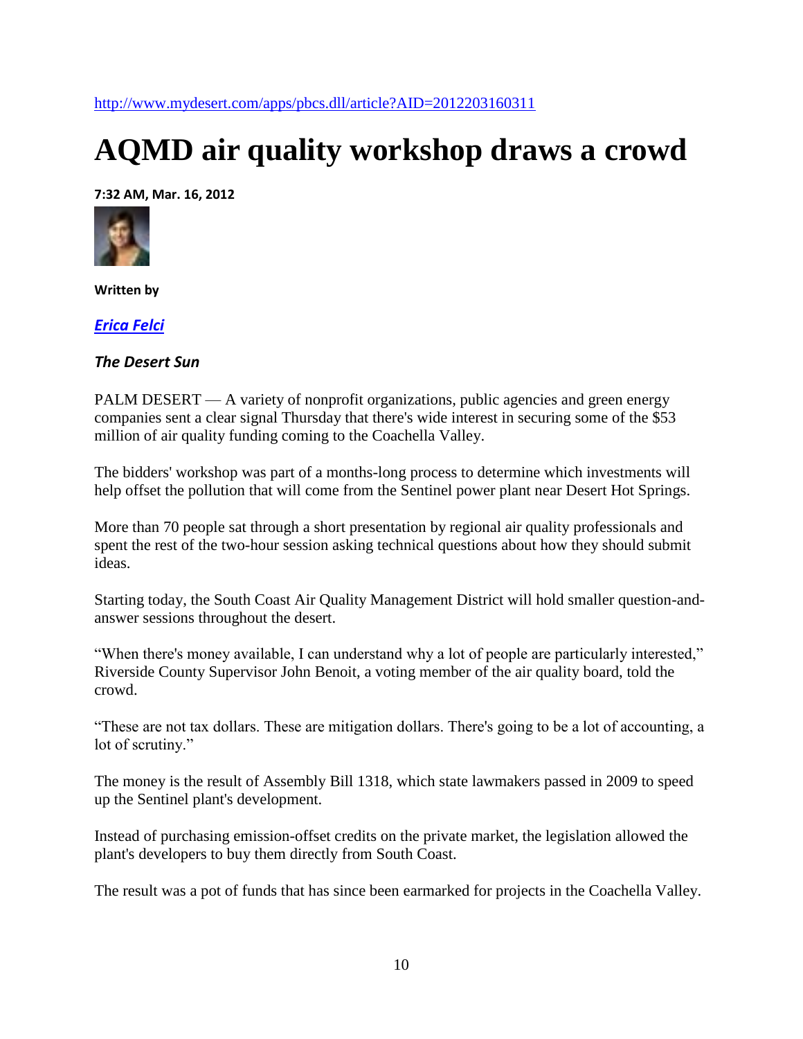http://www.mydesert.com/apps/pbcs.dll/article?AID=2012203160311

# AQMD air quality workshop draws a crowd

**7:32 AM, Mar. 16, 2012**

**Written by**

***Erica Felci***

***The Desert Sun***

PALM DESERT — A variety of nonprofit organizations, public agencies and green energy companies sent a clear signal Thursday that there's wide interest in securing some of the $53 million of air quality funding coming to the Coachella Valley.

The bidders' workshop was part of a months-long process to determine which investments will help offset the pollution that will come from the Sentinel power plant near Desert Hot Springs.

More than 70 people sat through a short presentation by regional air quality professionals and spent the rest of the two-hour session asking technical questions about how they should submit ideas.

Starting today, the South Coast Air Quality Management District will hold smaller question-and-answer sessions throughout the desert.

"When there's money available, I can understand why a lot of people are particularly interested," Riverside County Supervisor John Benoit, a voting member of the air quality board, told the crowd.

"These are not tax dollars. These are mitigation dollars. There's going to be a lot of accounting, a lot of scrutiny."

The money is the result of Assembly Bill 1318, which state lawmakers passed in 2009 to speed up the Sentinel plant's development.

Instead of purchasing emission-offset credits on the private market, the legislation allowed the plant's developers to buy them directly from South Coast.

The result was a pot of funds that has since been earmarked for projects in the Coachella Valley.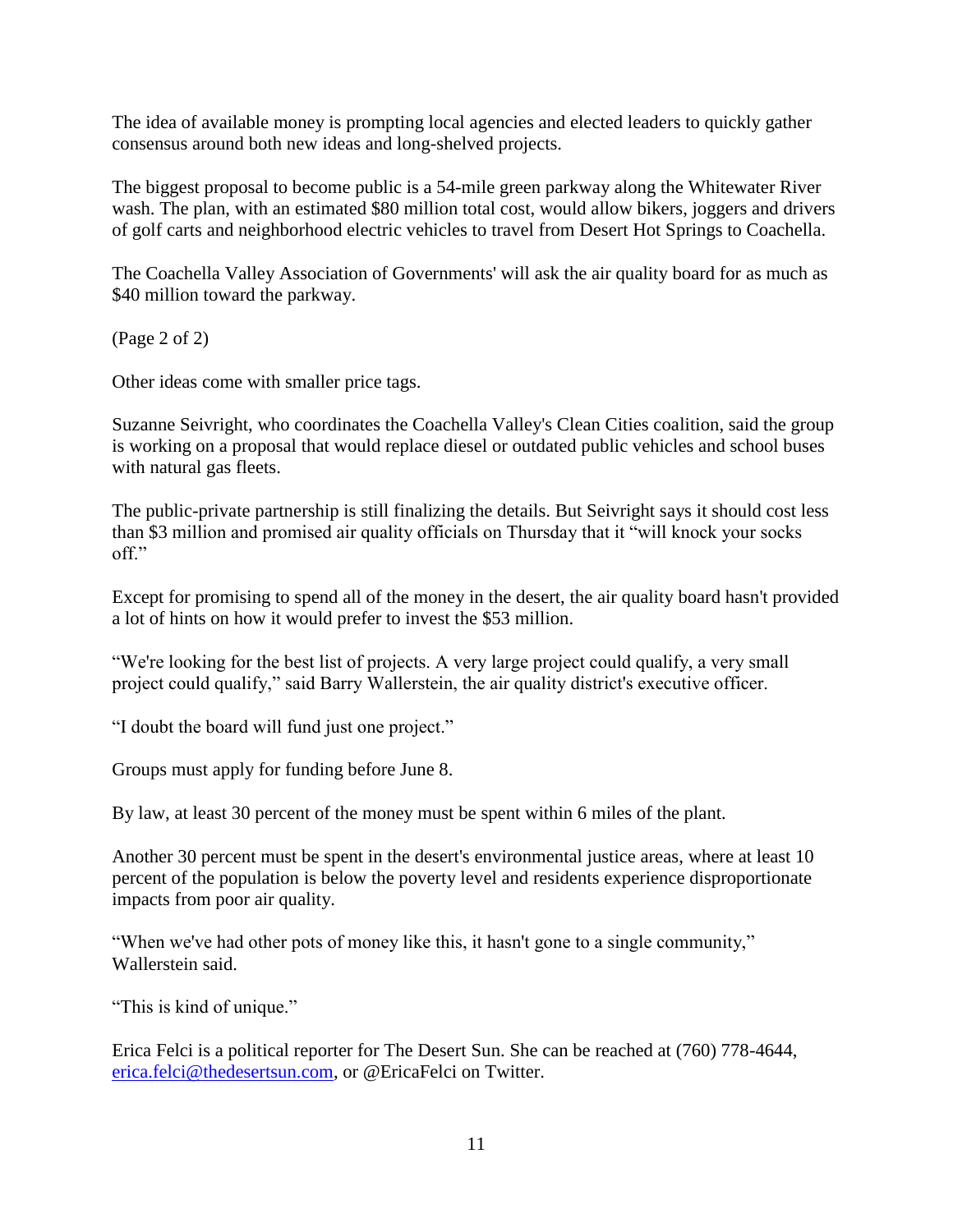The idea of available money is prompting local agencies and elected leaders to quickly gather consensus around both new ideas and long-shelved projects.

The biggest proposal to become public is a 54-mile green parkway along the Whitewater River wash. The plan, with an estimated $80 million total cost, would allow bikers, joggers and drivers of golf carts and neighborhood electric vehicles to travel from Desert Hot Springs to Coachella.

The Coachella Valley Association of Governments' will ask the air quality board for as much as $40 million toward the parkway.

(Page 2 of 2)

Other ideas come with smaller price tags.

Suzanne Seivright, who coordinates the Coachella Valley's Clean Cities coalition, said the group is working on a proposal that would replace diesel or outdated public vehicles and school buses with natural gas fleets.

The public-private partnership is still finalizing the details. But Seivright says it should cost less than $3 million and promised air quality officials on Thursday that it "will knock your socks off."

Except for promising to spend all of the money in the desert, the air quality board hasn't provided a lot of hints on how it would prefer to invest the $53 million.

"We're looking for the best list of projects. A very large project could qualify, a very small project could qualify," said Barry Wallerstein, the air quality district's executive officer.

"I doubt the board will fund just one project."

Groups must apply for funding before June 8.

By law, at least 30 percent of the money must be spent within 6 miles of the plant.

Another 30 percent must be spent in the desert's environmental justice areas, where at least 10 percent of the population is below the poverty level and residents experience disproportionate impacts from poor air quality.

"When we've had other pots of money like this, it hasn't gone to a single community," Wallerstein said.

"This is kind of unique."

Erica Felci is a political reporter for The Desert Sun. She can be reached at (760) 778-4644, erica.felci@thedesertsun.com, or @EricaFelci on Twitter.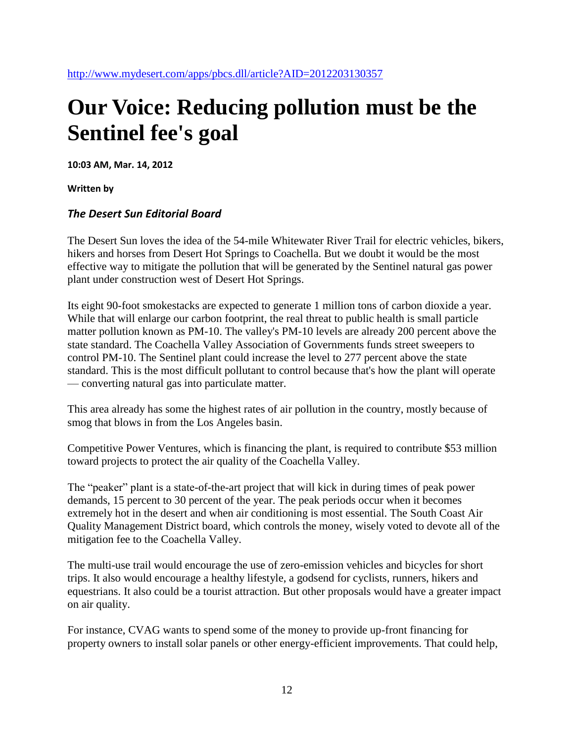http://www.mydesert.com/apps/pbcs.dll/article?AID=2012203130357

# Our Voice: Reducing pollution must be the Sentinel fee's goal

**10:03 AM, Mar. 14, 2012**

**Written by**

***The Desert Sun Editorial Board***

The Desert Sun loves the idea of the 54-mile Whitewater River Trail for electric vehicles, bikers, hikers and horses from Desert Hot Springs to Coachella. But we doubt it would be the most effective way to mitigate the pollution that will be generated by the Sentinel natural gas power plant under construction west of Desert Hot Springs.

Its eight 90-foot smokestacks are expected to generate 1 million tons of carbon dioxide a year. While that will enlarge our carbon footprint, the real threat to public health is small particle matter pollution known as PM-10. The valley's PM-10 levels are already 200 percent above the state standard. The Coachella Valley Association of Governments funds street sweepers to control PM-10. The Sentinel plant could increase the level to 277 percent above the state standard. This is the most difficult pollutant to control because that's how the plant will operate — converting natural gas into particulate matter.

This area already has some the highest rates of air pollution in the country, mostly because of smog that blows in from the Los Angeles basin.

Competitive Power Ventures, which is financing the plant, is required to contribute $53 million toward projects to protect the air quality of the Coachella Valley.

The "peaker" plant is a state-of-the-art project that will kick in during times of peak power demands, 15 percent to 30 percent of the year. The peak periods occur when it becomes extremely hot in the desert and when air conditioning is most essential. The South Coast Air Quality Management District board, which controls the money, wisely voted to devote all of the mitigation fee to the Coachella Valley.

The multi-use trail would encourage the use of zero-emission vehicles and bicycles for short trips. It also would encourage a healthy lifestyle, a godsend for cyclists, runners, hikers and equestrians. It also could be a tourist attraction. But other proposals would have a greater impact on air quality.

For instance, CVAG wants to spend some of the money to provide up-front financing for property owners to install solar panels or other energy-efficient improvements. That could help,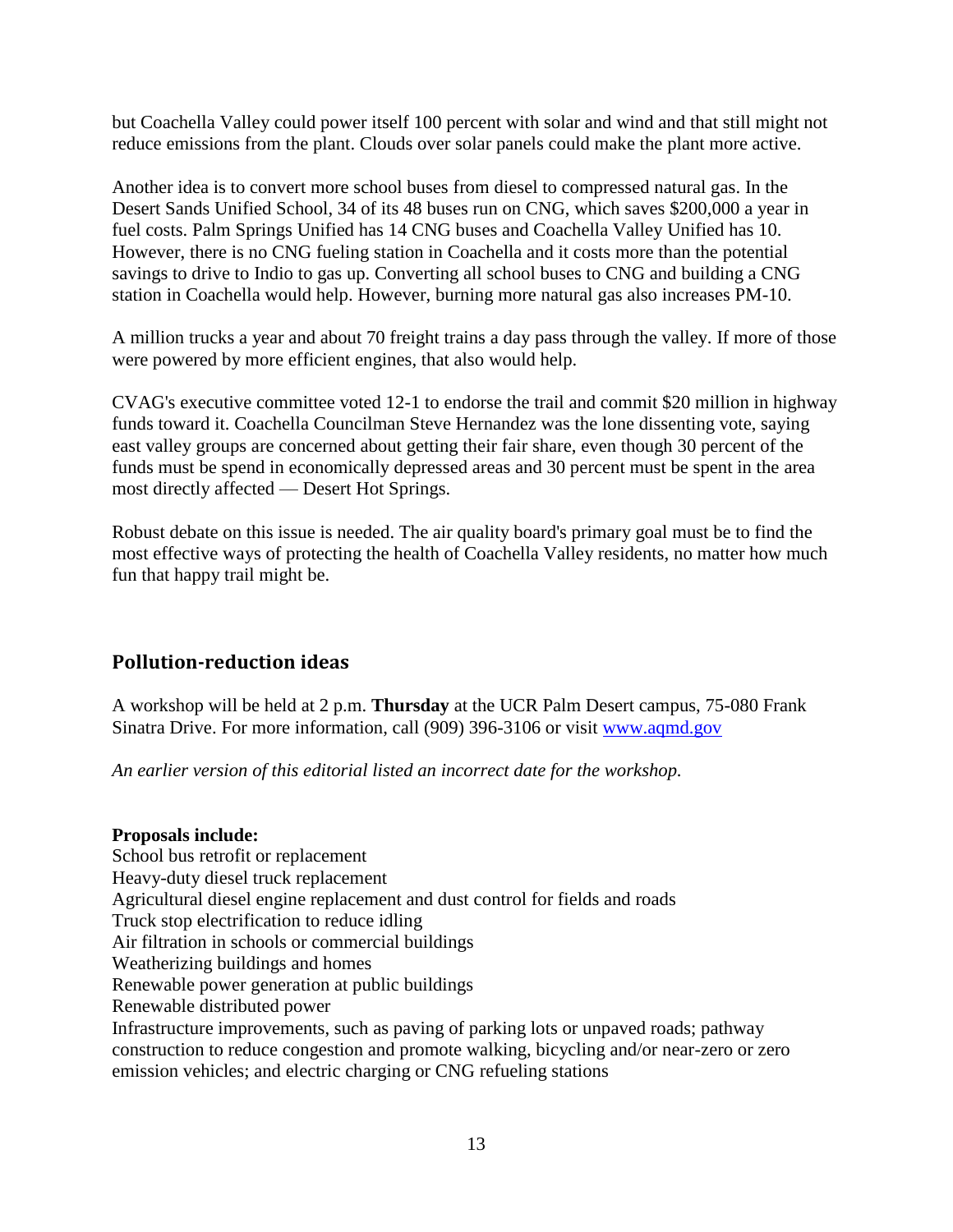but Coachella Valley could power itself 100 percent with solar and wind and that still might not reduce emissions from the plant. Clouds over solar panels could make the plant more active.

Another idea is to convert more school buses from diesel to compressed natural gas. In the Desert Sands Unified School, 34 of its 48 buses run on CNG, which saves $200,000 a year in fuel costs. Palm Springs Unified has 14 CNG buses and Coachella Valley Unified has 10. However, there is no CNG fueling station in Coachella and it costs more than the potential savings to drive to Indio to gas up. Converting all school buses to CNG and building a CNG station in Coachella would help. However, burning more natural gas also increases PM-10.

A million trucks a year and about 70 freight trains a day pass through the valley. If more of those were powered by more efficient engines, that also would help.

CVAG's executive committee voted 12-1 to endorse the trail and commit $20 million in highway funds toward it. Coachella Councilman Steve Hernandez was the lone dissenting vote, saying east valley groups are concerned about getting their fair share, even though 30 percent of the funds must be spend in economically depressed areas and 30 percent must be spent in the area most directly affected — Desert Hot Springs.

Robust debate on this issue is needed. The air quality board's primary goal must be to find the most effective ways of protecting the health of Coachella Valley residents, no matter how much fun that happy trail might be.

## Pollution-reduction ideas

A workshop will be held at 2 p.m. **Thursday** at the UCR Palm Desert campus, 75-080 Frank Sinatra Drive. For more information, call (909) 396-3106 or visit [www.aqmd.gov](http://www.aqmd.gov)

*An earlier version of this editorial listed an incorrect date for the workshop.*

**Proposals include:**
School bus retrofit or replacement
Heavy-duty diesel truck replacement
Agricultural diesel engine replacement and dust control for fields and roads
Truck stop electrification to reduce idling
Air filtration in schools or commercial buildings
Weatherizing buildings and homes
Renewable power generation at public buildings
Renewable distributed power
Infrastructure improvements, such as paving of parking lots or unpaved roads; pathway construction to reduce congestion and promote walking, bicycling and/or near-zero or zero emission vehicles; and electric charging or CNG refueling stations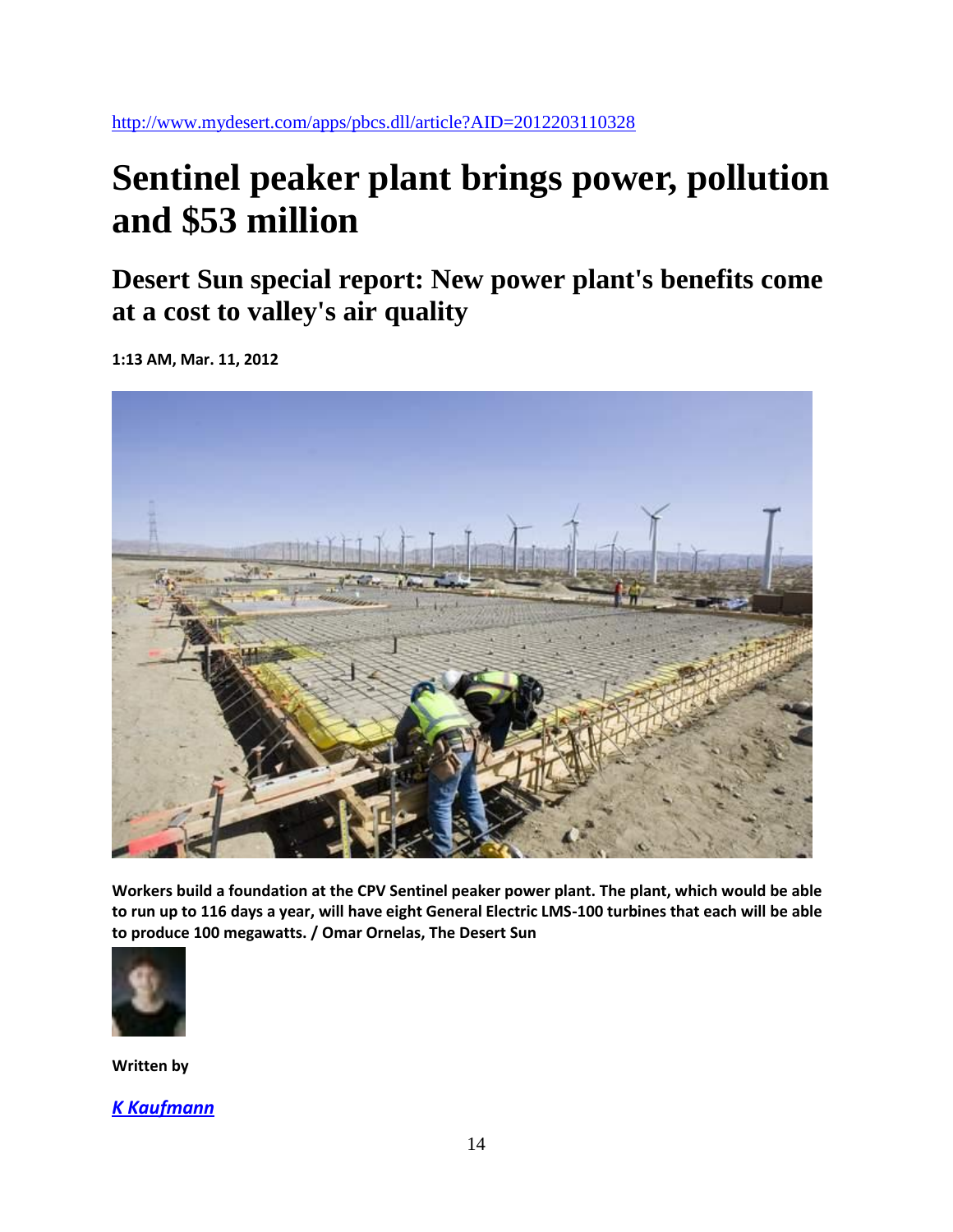http://www.mydesert.com/apps/pbcs.dll/article?AID=2012203110328

# Sentinel peaker plant brings power, pollution and $53 million

## Desert Sun special report: New power plant's benefits come at a cost to valley's air quality

**1:13 AM, Mar. 11, 2012**

**Workers build a foundation at the CPV Sentinel peaker power plant. The plant, which would be able to run up to 116 days a year, will have eight General Electric LMS-100 turbines that each will be able to produce 100 megawatts. / Omar Ornelas, The Desert Sun**

**Written by**

***K Kaufmann***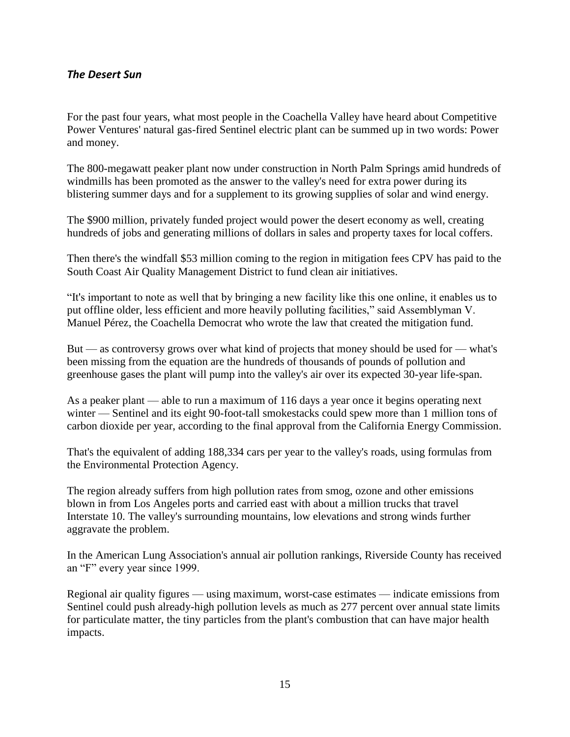***The Desert Sun***

For the past four years, what most people in the Coachella Valley have heard about Competitive Power Ventures' natural gas-fired Sentinel electric plant can be summed up in two words: Power and money.

The 800-megawatt peaker plant now under construction in North Palm Springs amid hundreds of windmills has been promoted as the answer to the valley's need for extra power during its blistering summer days and for a supplement to its growing supplies of solar and wind energy.

The $900 million, privately funded project would power the desert economy as well, creating hundreds of jobs and generating millions of dollars in sales and property taxes for local coffers.

Then there's the windfall $53 million coming to the region in mitigation fees CPV has paid to the South Coast Air Quality Management District to fund clean air initiatives.

"It's important to note as well that by bringing a new facility like this one online, it enables us to put offline older, less efficient and more heavily polluting facilities," said Assemblyman V. Manuel Pérez, the Coachella Democrat who wrote the law that created the mitigation fund.

But — as controversy grows over what kind of projects that money should be used for — what's been missing from the equation are the hundreds of thousands of pounds of pollution and greenhouse gases the plant will pump into the valley's air over its expected 30-year life-span.

As a peaker plant — able to run a maximum of 116 days a year once it begins operating next winter — Sentinel and its eight 90-foot-tall smokestacks could spew more than 1 million tons of carbon dioxide per year, according to the final approval from the California Energy Commission.

That's the equivalent of adding 188,334 cars per year to the valley's roads, using formulas from the Environmental Protection Agency.

The region already suffers from high pollution rates from smog, ozone and other emissions blown in from Los Angeles ports and carried east with about a million trucks that travel Interstate 10. The valley's surrounding mountains, low elevations and strong winds further aggravate the problem.

In the American Lung Association's annual air pollution rankings, Riverside County has received an "F" every year since 1999.

Regional air quality figures — using maximum, worst-case estimates — indicate emissions from Sentinel could push already-high pollution levels as much as 277 percent over annual state limits for particulate matter, the tiny particles from the plant's combustion that can have major health impacts.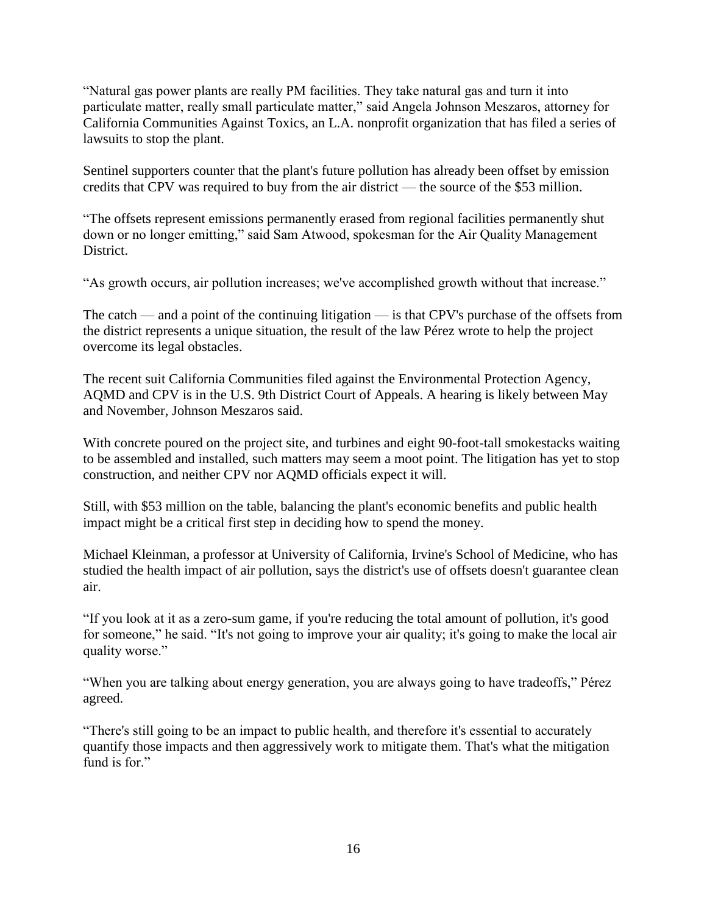"Natural gas power plants are really PM facilities. They take natural gas and turn it into particulate matter, really small particulate matter," said Angela Johnson Meszaros, attorney for California Communities Against Toxics, an L.A. nonprofit organization that has filed a series of lawsuits to stop the plant.

Sentinel supporters counter that the plant's future pollution has already been offset by emission credits that CPV was required to buy from the air district — the source of the $53 million.

"The offsets represent emissions permanently erased from regional facilities permanently shut down or no longer emitting," said Sam Atwood, spokesman for the Air Quality Management District.

"As growth occurs, air pollution increases; we've accomplished growth without that increase."

The catch — and a point of the continuing litigation — is that CPV's purchase of the offsets from the district represents a unique situation, the result of the law Pérez wrote to help the project overcome its legal obstacles.

The recent suit California Communities filed against the Environmental Protection Agency, AQMD and CPV is in the U.S. 9th District Court of Appeals. A hearing is likely between May and November, Johnson Meszaros said.

With concrete poured on the project site, and turbines and eight 90-foot-tall smokestacks waiting to be assembled and installed, such matters may seem a moot point. The litigation has yet to stop construction, and neither CPV nor AQMD officials expect it will.

Still, with $53 million on the table, balancing the plant's economic benefits and public health impact might be a critical first step in deciding how to spend the money.

Michael Kleinman, a professor at University of California, Irvine's School of Medicine, who has studied the health impact of air pollution, says the district's use of offsets doesn't guarantee clean air.

"If you look at it as a zero-sum game, if you're reducing the total amount of pollution, it's good for someone," he said. "It's not going to improve your air quality; it's going to make the local air quality worse."

"When you are talking about energy generation, you are always going to have tradeoffs," Pérez agreed.

"There's still going to be an impact to public health, and therefore it's essential to accurately quantify those impacts and then aggressively work to mitigate them. That's what the mitigation fund is for."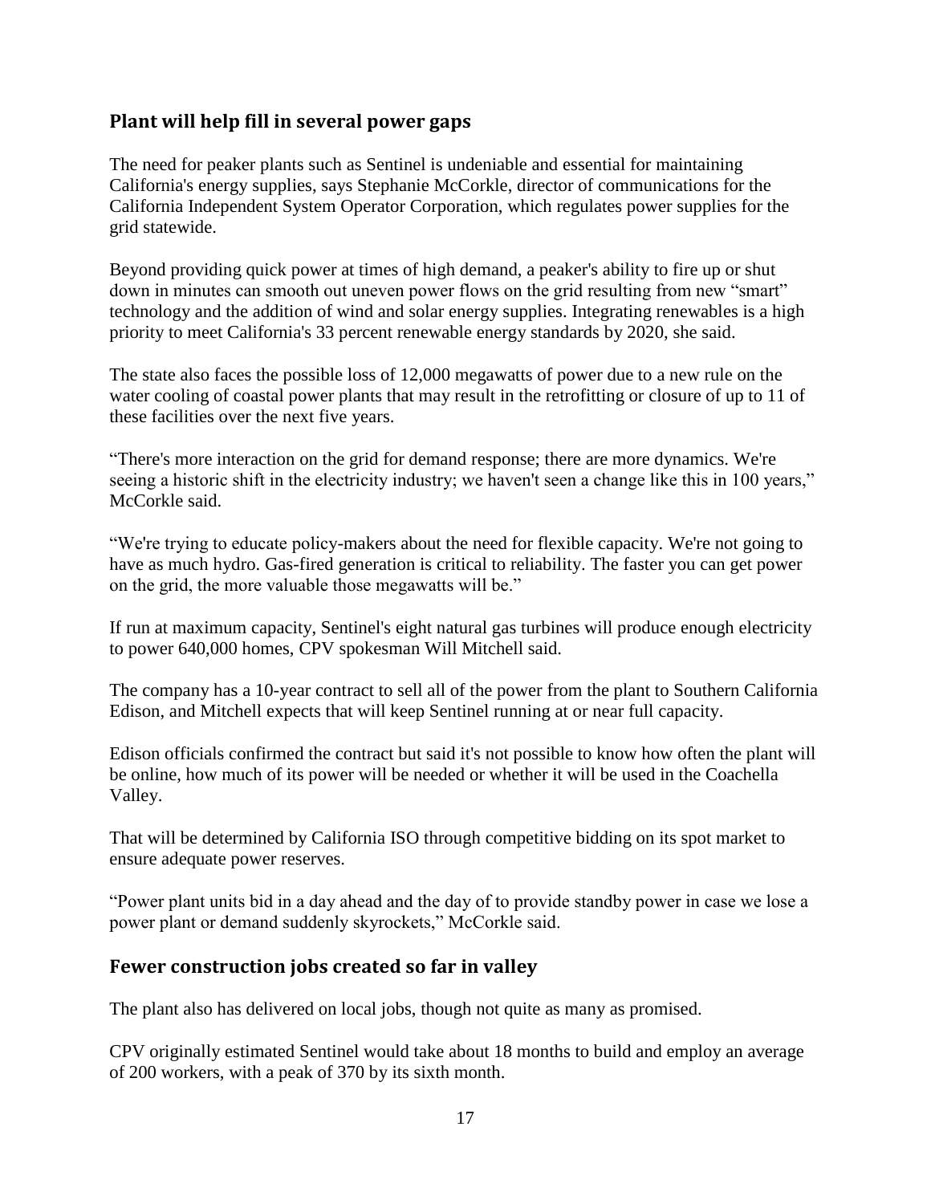## Plant will help fill in several power gaps

The need for peaker plants such as Sentinel is undeniable and essential for maintaining California's energy supplies, says Stephanie McCorkle, director of communications for the California Independent System Operator Corporation, which regulates power supplies for the grid statewide.

Beyond providing quick power at times of high demand, a peaker's ability to fire up or shut down in minutes can smooth out uneven power flows on the grid resulting from new "smart" technology and the addition of wind and solar energy supplies. Integrating renewables is a high priority to meet California's 33 percent renewable energy standards by 2020, she said.

The state also faces the possible loss of 12,000 megawatts of power due to a new rule on the water cooling of coastal power plants that may result in the retrofitting or closure of up to 11 of these facilities over the next five years.

"There's more interaction on the grid for demand response; there are more dynamics. We're seeing a historic shift in the electricity industry; we haven't seen a change like this in 100 years," McCorkle said.

"We're trying to educate policy-makers about the need for flexible capacity. We're not going to have as much hydro. Gas-fired generation is critical to reliability. The faster you can get power on the grid, the more valuable those megawatts will be."

If run at maximum capacity, Sentinel's eight natural gas turbines will produce enough electricity to power 640,000 homes, CPV spokesman Will Mitchell said.

The company has a 10-year contract to sell all of the power from the plant to Southern California Edison, and Mitchell expects that will keep Sentinel running at or near full capacity.

Edison officials confirmed the contract but said it's not possible to know how often the plant will be online, how much of its power will be needed or whether it will be used in the Coachella Valley.

That will be determined by California ISO through competitive bidding on its spot market to ensure adequate power reserves.

"Power plant units bid in a day ahead and the day of to provide standby power in case we lose a power plant or demand suddenly skyrockets," McCorkle said.

## Fewer construction jobs created so far in valley

The plant also has delivered on local jobs, though not quite as many as promised.

CPV originally estimated Sentinel would take about 18 months to build and employ an average of 200 workers, with a peak of 370 by its sixth month.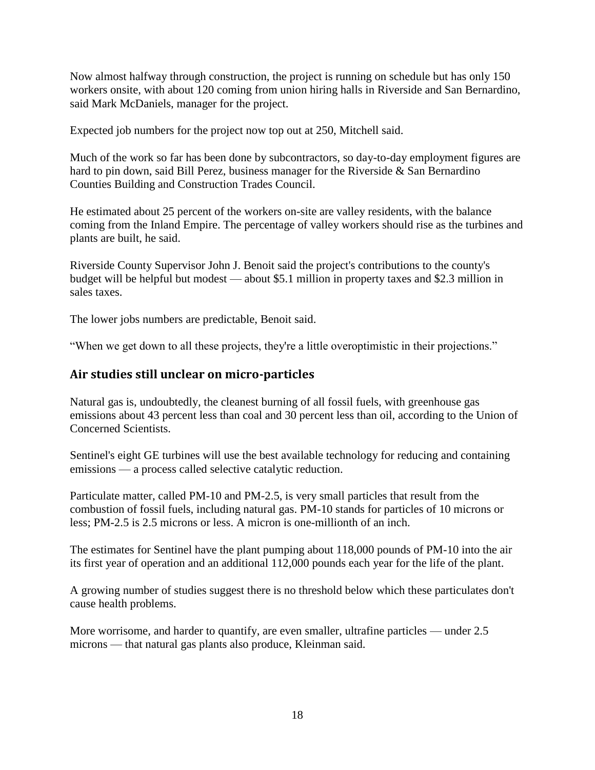Now almost halfway through construction, the project is running on schedule but has only 150 workers onsite, with about 120 coming from union hiring halls in Riverside and San Bernardino, said Mark McDaniels, manager for the project.

Expected job numbers for the project now top out at 250, Mitchell said.

Much of the work so far has been done by subcontractors, so day-to-day employment figures are hard to pin down, said Bill Perez, business manager for the Riverside & San Bernardino Counties Building and Construction Trades Council.

He estimated about 25 percent of the workers on-site are valley residents, with the balance coming from the Inland Empire. The percentage of valley workers should rise as the turbines and plants are built, he said.

Riverside County Supervisor John J. Benoit said the project's contributions to the county's budget will be helpful but modest — about $5.1 million in property taxes and $2.3 million in sales taxes.

The lower jobs numbers are predictable, Benoit said.

"When we get down to all these projects, they're a little overoptimistic in their projections."

## Air studies still unclear on micro-particles

Natural gas is, undoubtedly, the cleanest burning of all fossil fuels, with greenhouse gas emissions about 43 percent less than coal and 30 percent less than oil, according to the Union of Concerned Scientists.

Sentinel's eight GE turbines will use the best available technology for reducing and containing emissions — a process called selective catalytic reduction.

Particulate matter, called PM-10 and PM-2.5, is very small particles that result from the combustion of fossil fuels, including natural gas. PM-10 stands for particles of 10 microns or less; PM-2.5 is 2.5 microns or less. A micron is one-millionth of an inch.

The estimates for Sentinel have the plant pumping about 118,000 pounds of PM-10 into the air its first year of operation and an additional 112,000 pounds each year for the life of the plant.

A growing number of studies suggest there is no threshold below which these particulates don't cause health problems.

More worrisome, and harder to quantify, are even smaller, ultrafine particles — under 2.5 microns — that natural gas plants also produce, Kleinman said.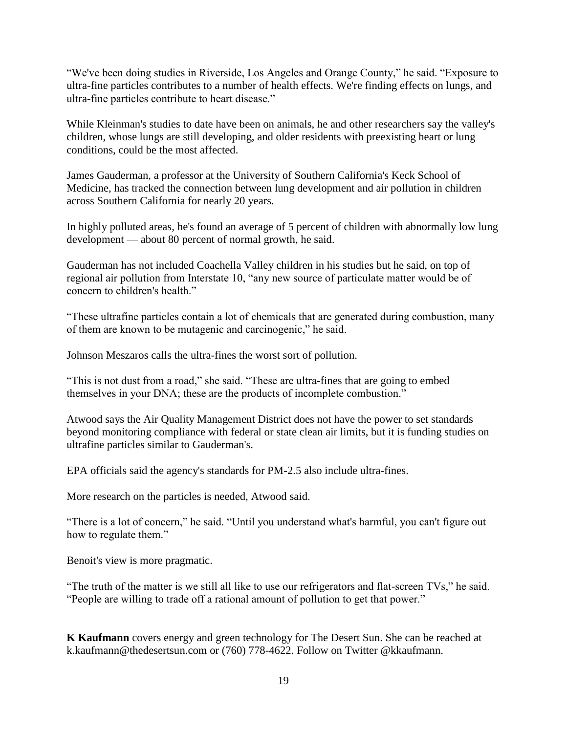"We've been doing studies in Riverside, Los Angeles and Orange County," he said. "Exposure to ultra-fine particles contributes to a number of health effects. We're finding effects on lungs, and ultra-fine particles contribute to heart disease."

While Kleinman's studies to date have been on animals, he and other researchers say the valley's children, whose lungs are still developing, and older residents with preexisting heart or lung conditions, could be the most affected.

James Gauderman, a professor at the University of Southern California's Keck School of Medicine, has tracked the connection between lung development and air pollution in children across Southern California for nearly 20 years.

In highly polluted areas, he's found an average of 5 percent of children with abnormally low lung development — about 80 percent of normal growth, he said.

Gauderman has not included Coachella Valley children in his studies but he said, on top of regional air pollution from Interstate 10, "any new source of particulate matter would be of concern to children's health."

"These ultrafine particles contain a lot of chemicals that are generated during combustion, many of them are known to be mutagenic and carcinogenic," he said.

Johnson Meszaros calls the ultra-fines the worst sort of pollution.

"This is not dust from a road," she said. "These are ultra-fines that are going to embed themselves in your DNA; these are the products of incomplete combustion."

Atwood says the Air Quality Management District does not have the power to set standards beyond monitoring compliance with federal or state clean air limits, but it is funding studies on ultrafine particles similar to Gauderman's.

EPA officials said the agency's standards for PM-2.5 also include ultra-fines.

More research on the particles is needed, Atwood said.

"There is a lot of concern," he said. "Until you understand what's harmful, you can't figure out how to regulate them."

Benoit's view is more pragmatic.

"The truth of the matter is we still all like to use our refrigerators and flat-screen TVs," he said. "People are willing to trade off a rational amount of pollution to get that power."

**K Kaufmann** covers energy and green technology for The Desert Sun. She can be reached at k.kaufmann@thedesertsun.com or (760) 778-4622. Follow on Twitter @kkaufmann.